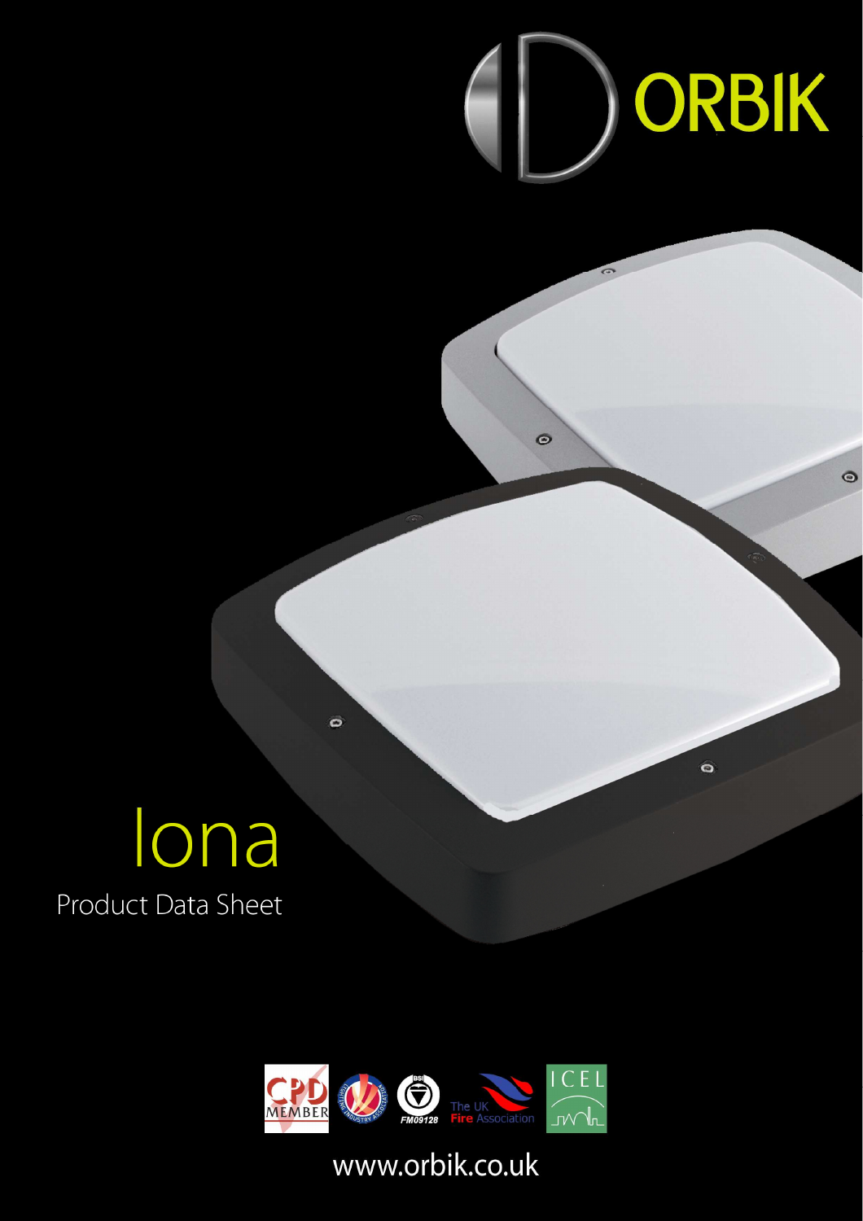ORBIK

# Iona

## Product Data Sheet

CPD MEMBER

FM09128

The UK Fire Association

ICEL

www.orbik.co.uk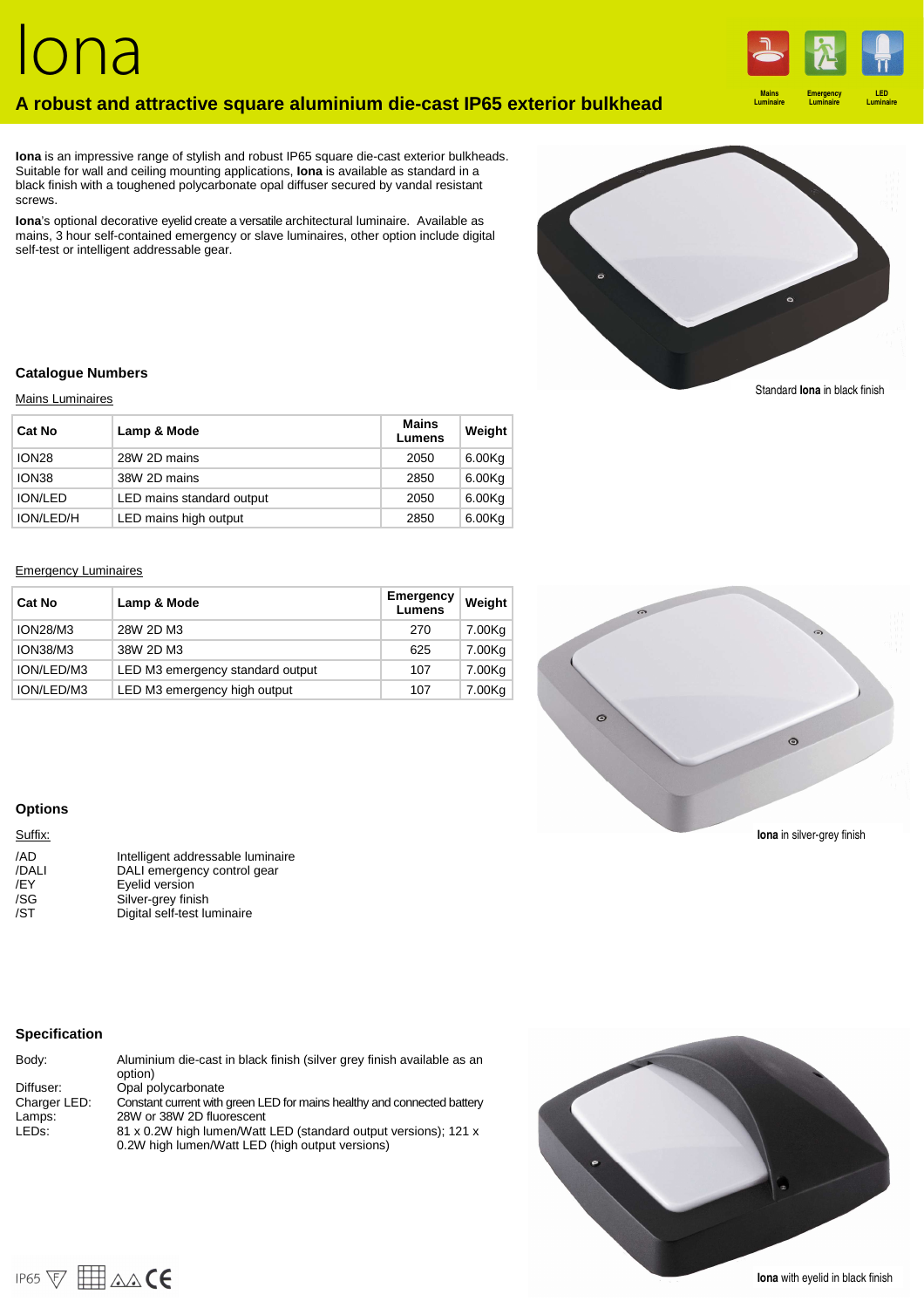# Iona

## A robust and attractive square aluminium die-cast IP65 exterior bulkhead

Mains Luminaire | Emergency Luminaire | LED Luminaire

**Iona** is an impressive range of stylish and robust IP65 square die-cast exterior bulkheads. Suitable for wall and ceiling mounting applications, **Iona** is available as standard in a black finish with a toughened polycarbonate opal diffuser secured by vandal resistant screws.

**Iona**'s optional decorative eyelid create a versatile architectural luminaire. Available as mains, 3 hour self-contained emergency or slave luminaires, other option include digital self-test or intelligent addressable gear.

Standard **Iona** in black finish

### Catalogue Numbers

Mains Luminaires

| Cat No | Lamp & Mode | Mains Lumens | Weight |
|---|---|---|---|
| ION28 | 28W 2D mains | 2050 | 6.00Kg |
| ION38 | 38W 2D mains | 2850 | 6.00Kg |
| ION/LED | LED mains standard output | 2050 | 6.00Kg |
| ION/LED/H | LED mains high output | 2850 | 6.00Kg |

Emergency Luminaires

| Cat No | Lamp & Mode | Emergency Lumens | Weight |
|---|---|---|---|
| ION28/M3 | 28W 2D M3 | 270 | 7.00Kg |
| ION38/M3 | 38W 2D M3 | 625 | 7.00Kg |
| ION/LED/M3 | LED M3 emergency standard output | 107 | 7.00Kg |
| ION/LED/M3 | LED M3 emergency high output | 107 | 7.00Kg |

**Iona** in silver-grey finish

### Options

Suffix:

| | |
|---|---|
| /AD | Intelligent addressable luminaire |
| /DALI | DALI emergency control gear |
| /EY | Eyelid version |
| /SG | Silver-grey finish |
| /ST | Digital self-test luminaire |

### Specification

| | |
|---|---|
| Body: | Aluminium die-cast in black finish (silver grey finish available as an option) |
| Diffuser: | Opal polycarbonate |
| Charger LED: | Constant current with green LED for mains healthy and connected battery |
| Lamps: | 28W or 38W 2D fluorescent |
| LEDs: | 81 x 0.2W high lumen/Watt LED (standard output versions); 121 x 0.2W high lumen/Watt LED (high output versions) |

IP65 F CE

**Iona** with eyelid in black finish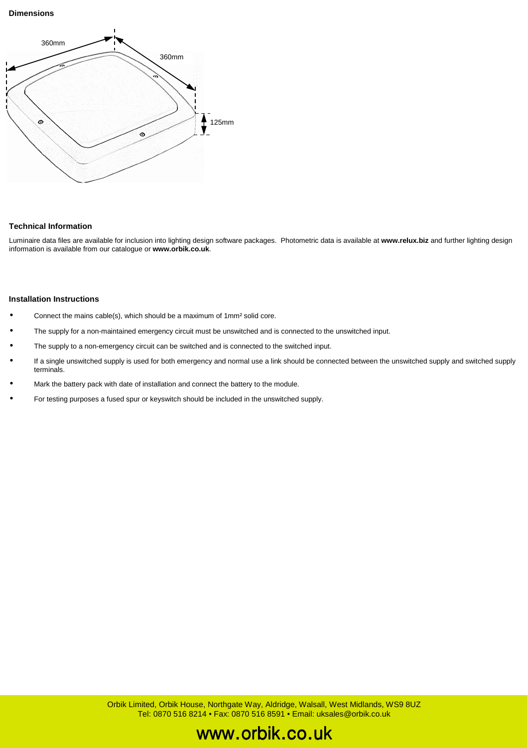## Dimensions

360mm

360mm

125mm

## Technical Information

Luminaire data files are available for inclusion into lighting design software packages. Photometric data is available at **www.relux.biz** and further lighting design information is available from our catalogue or **www.orbik.co.uk**.

## Installation Instructions

- Connect the mains cable(s), which should be a maximum of 1mm² solid core.
- The supply for a non-maintained emergency circuit must be unswitched and is connected to the unswitched input.
- The supply to a non-emergency circuit can be switched and is connected to the switched input.
- If a single unswitched supply is used for both emergency and normal use a link should be connected between the unswitched supply and switched supply terminals.
- Mark the battery pack with date of installation and connect the battery to the module.
- For testing purposes a fused spur or keyswitch should be included in the unswitched supply.

Orbik Limited, Orbik House, Northgate Way, Aldridge, Walsall, West Midlands, WS9 8UZ
Tel: 0870 516 8214 • Fax: 0870 516 8591 • Email: uksales@orbik.co.uk

www.orbik.co.uk